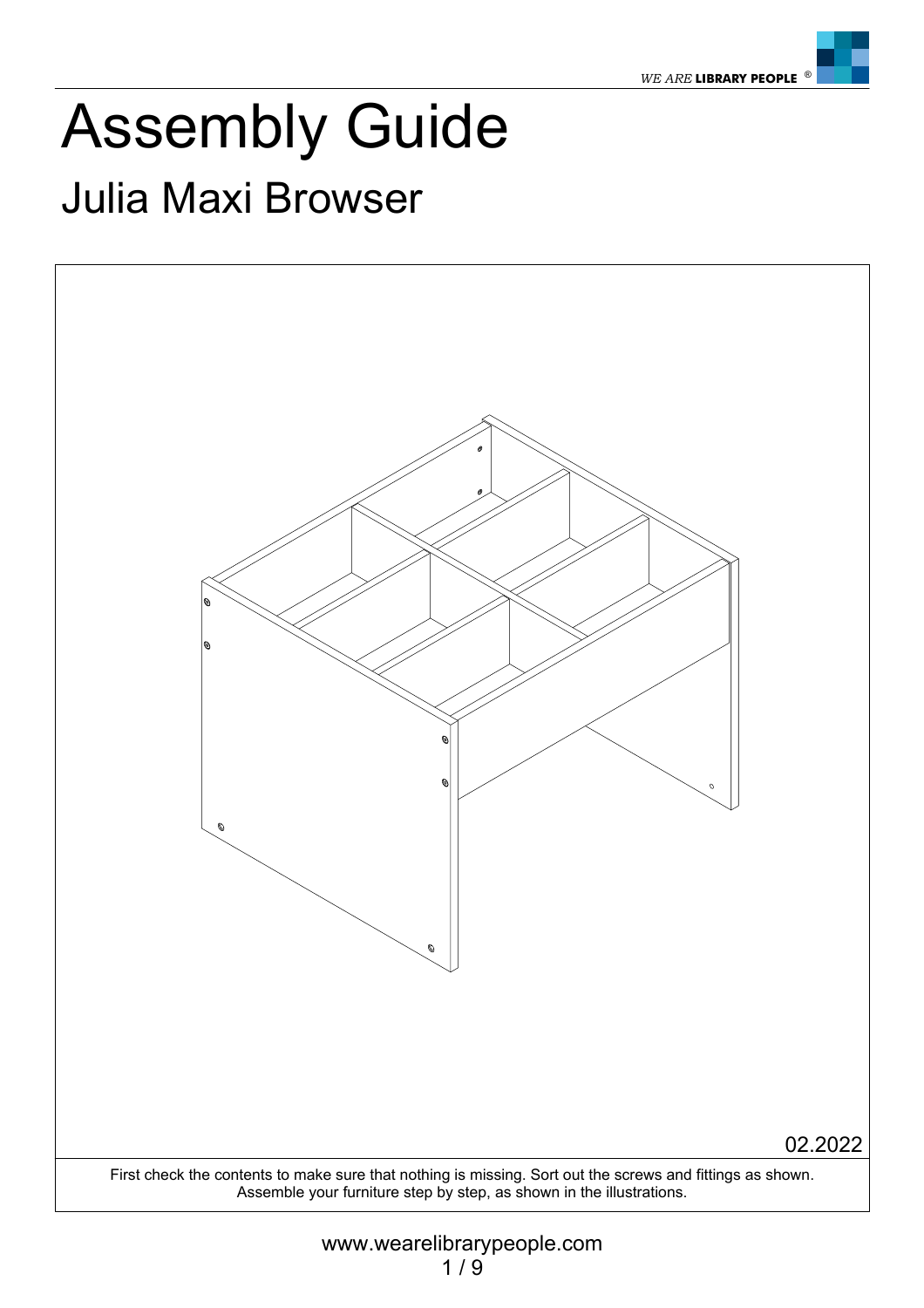# Assembly Guide

## Julia Maxi Browser

02.2022

First check the contents to make sure that nothing is missing. Sort out the screws and fittings as shown.
Assemble your furniture step by step, as shown in the illustrations.

www.wearelibrarypeople.com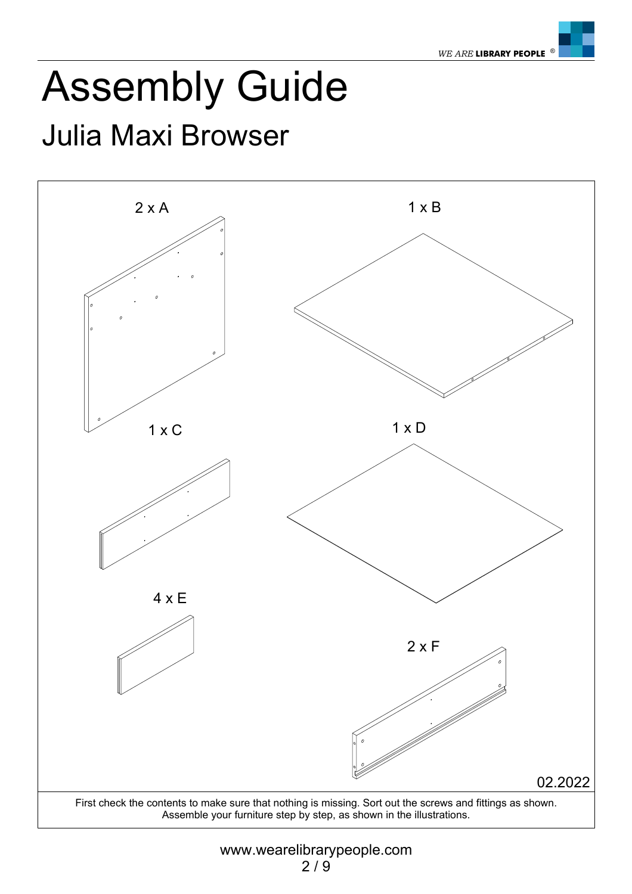# Assembly Guide

## Julia Maxi Browser

2 x A

1 x B

1 x C

1 x D

4 x E

2 x F

02.2022

First check the contents to make sure that nothing is missing. Sort out the screws and fittings as shown. Assemble your furniture step by step, as shown in the illustrations.

www.wearelibrarypeople.com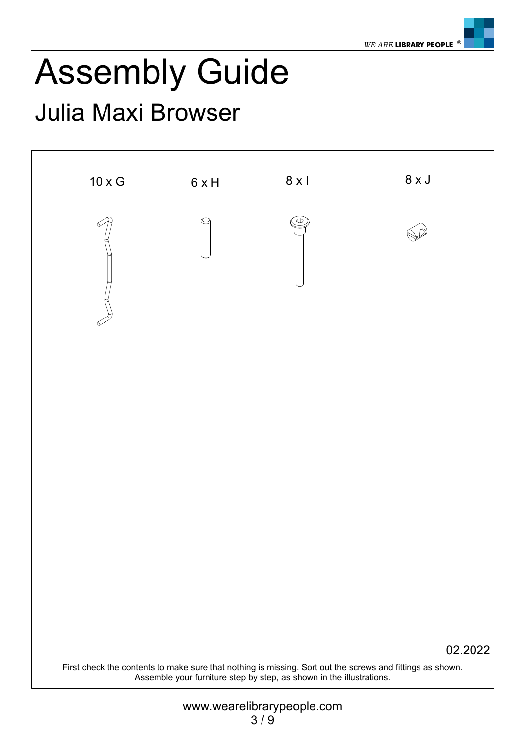# Assembly Guide

## Julia Maxi Browser

10 x G

6 x H

8 x I

8 x J

02.2022

First check the contents to make sure that nothing is missing. Sort out the screws and fittings as shown.
Assemble your furniture step by step, as shown in the illustrations.

www.wearelibrarypeople.com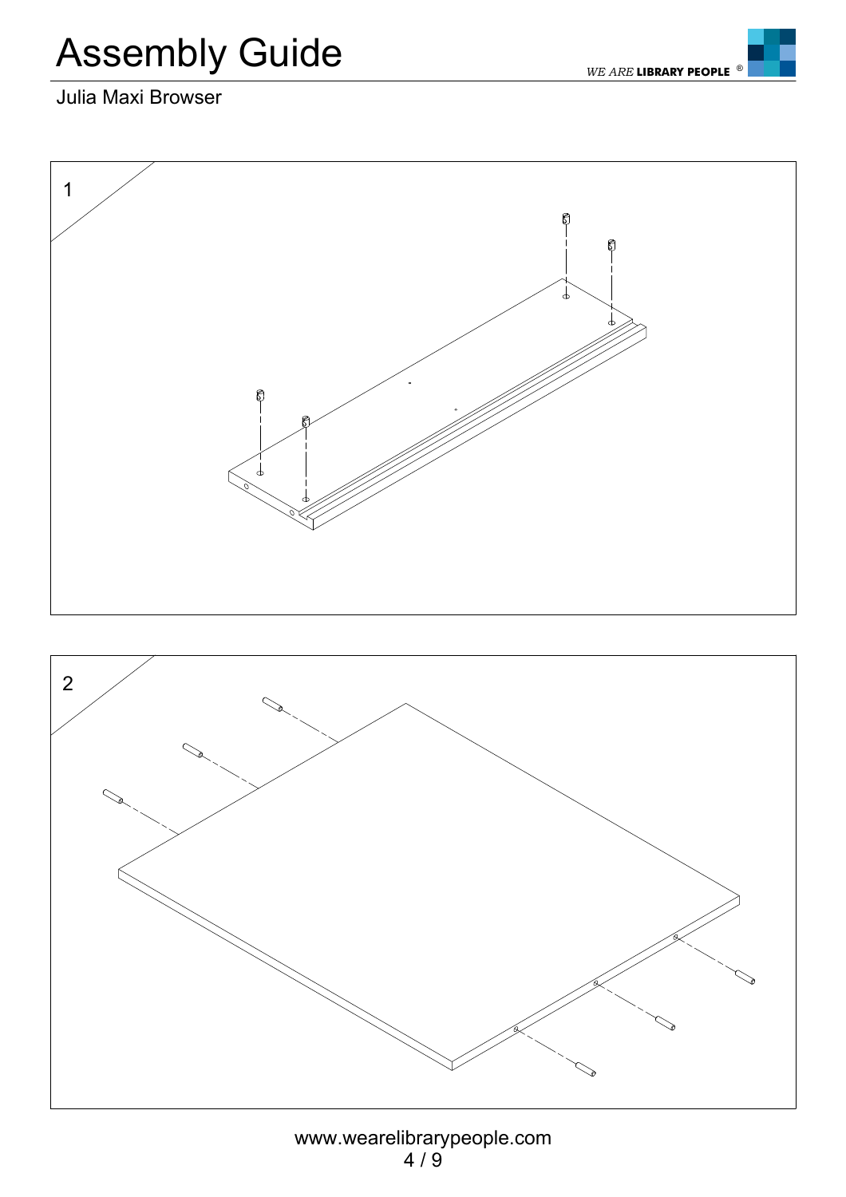# Assembly Guide

WE ARE LIBRARY PEOPLE ®

Julia Maxi Browser

1

2

www.wearelibrarypeople.com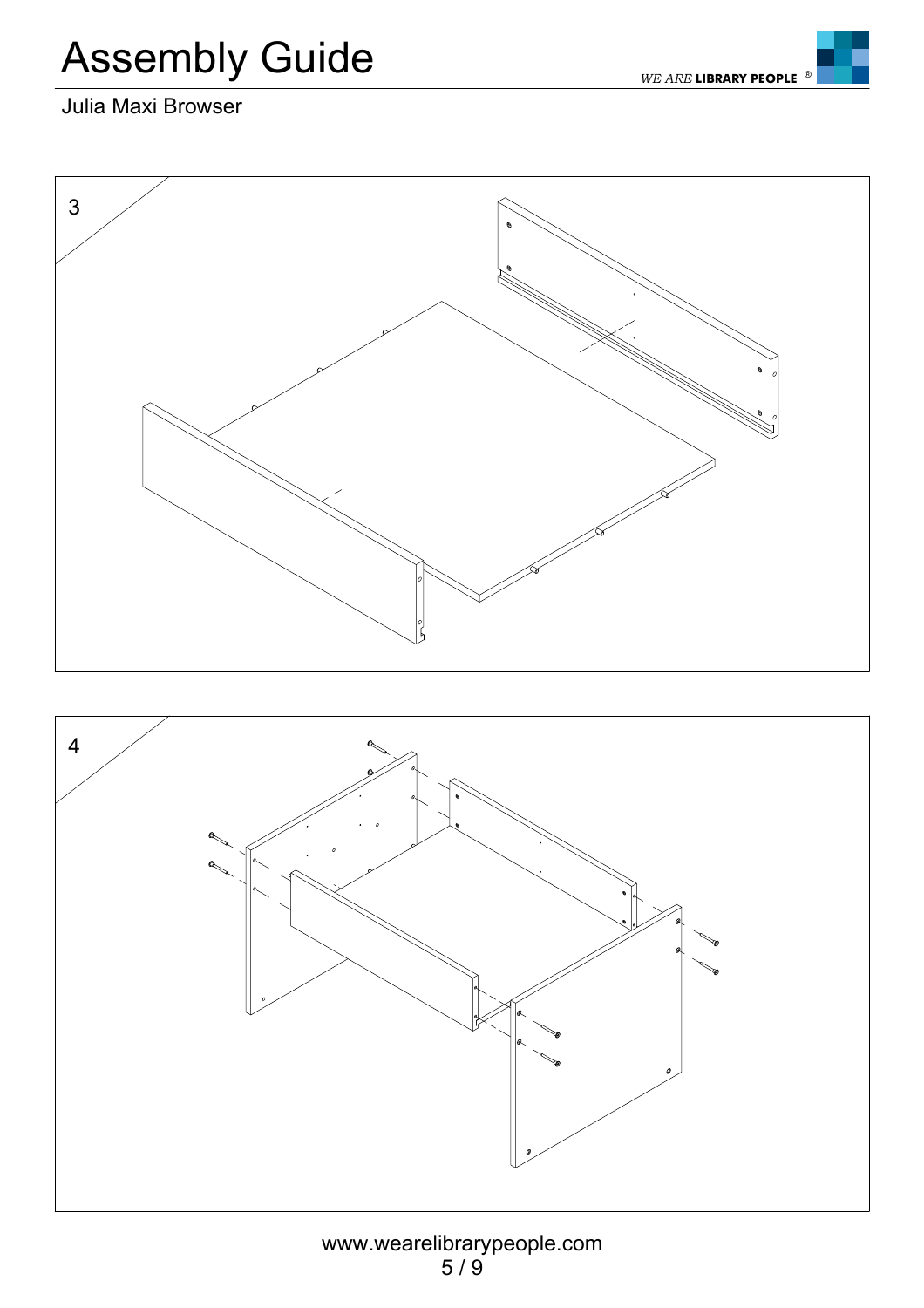# Assembly Guide

Julia Maxi Browser

3

4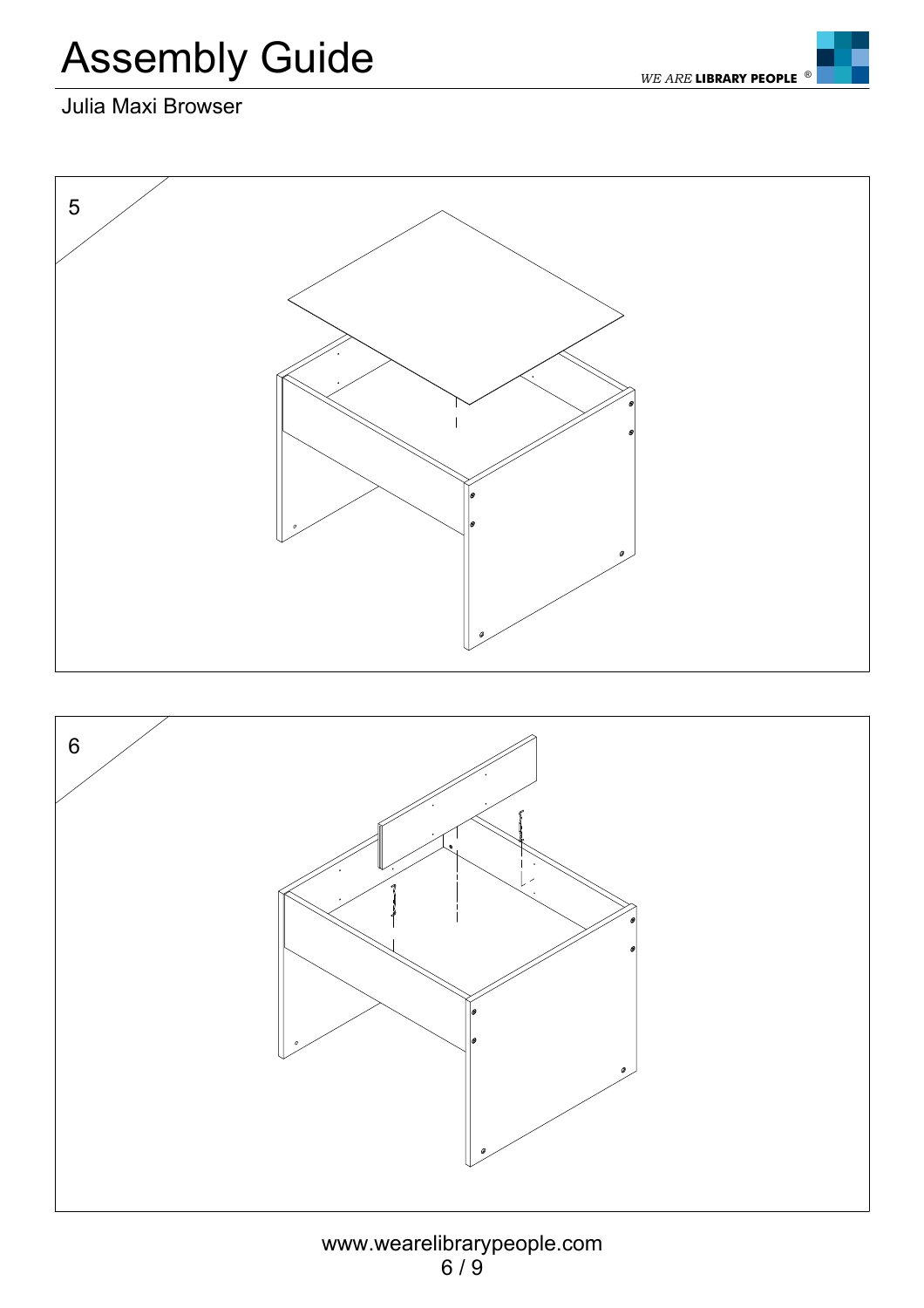# Assembly Guide

Julia Maxi Browser

5

6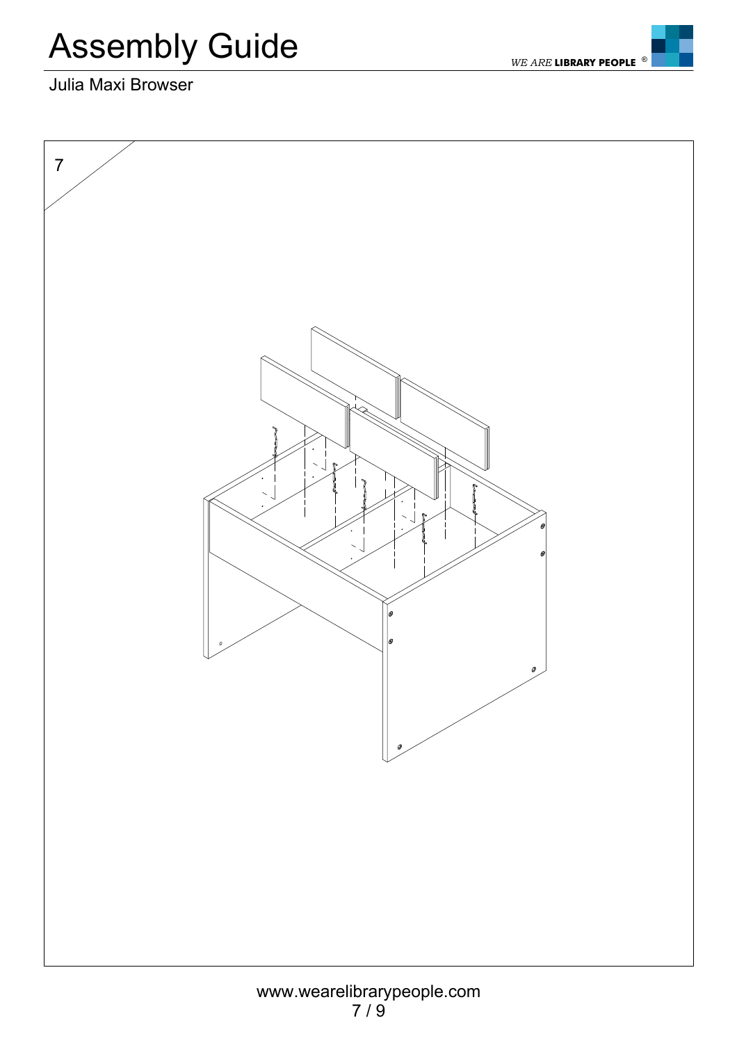# Assembly Guide

Julia Maxi Browser

7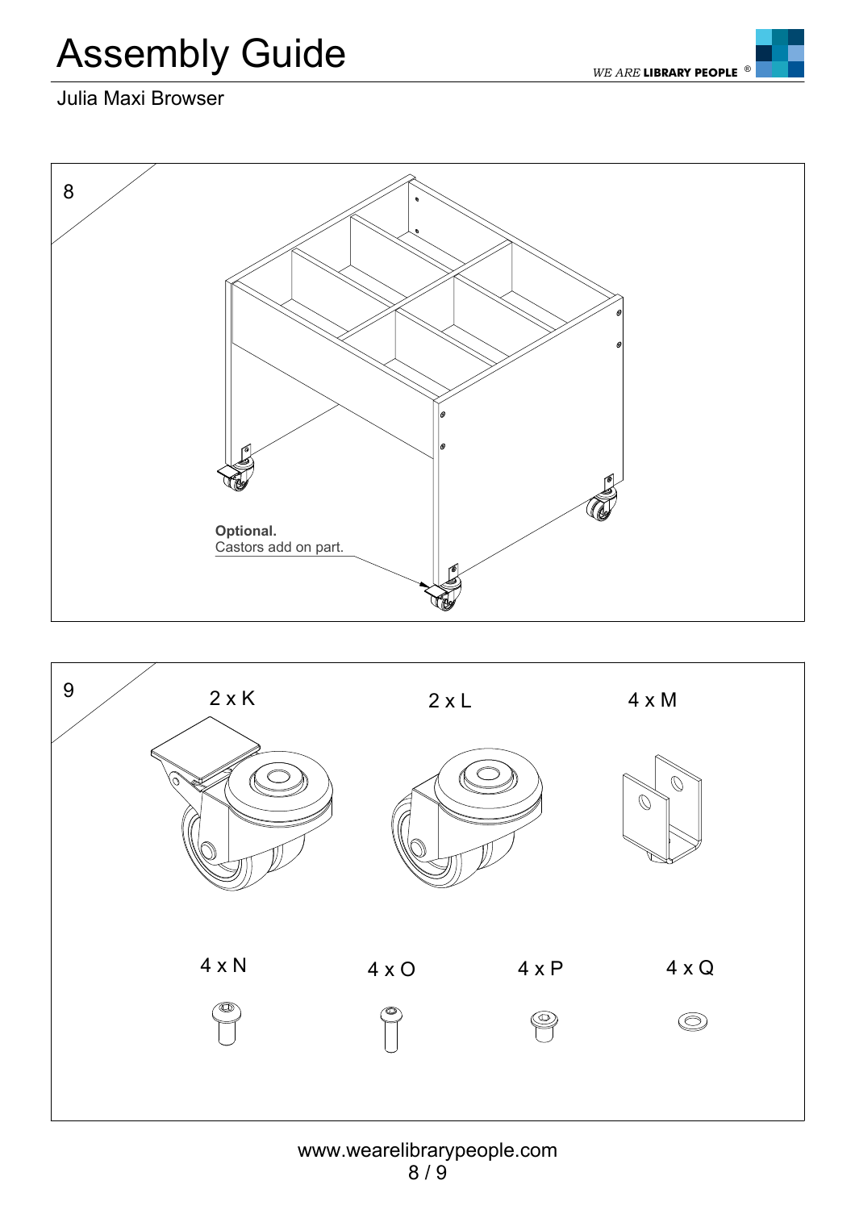# Assembly Guide

Julia Maxi Browser

8

**Optional.**
Castors add on part.

9

2 x K

2 x L

4 x M

4 x N

4 x O

4 x P

4 x Q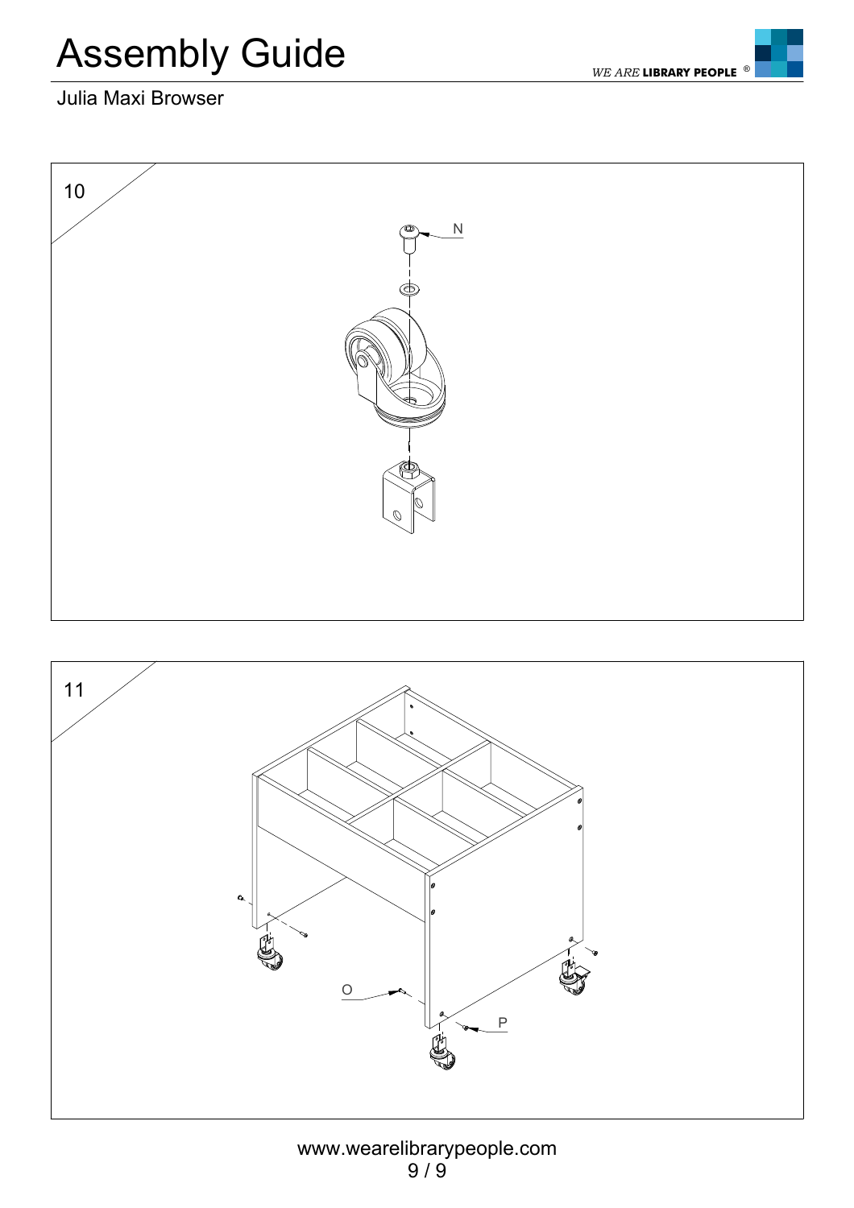# Assembly Guide

Julia Maxi Browser

10

N

11

O

P

www.wearelibrarypeople.com